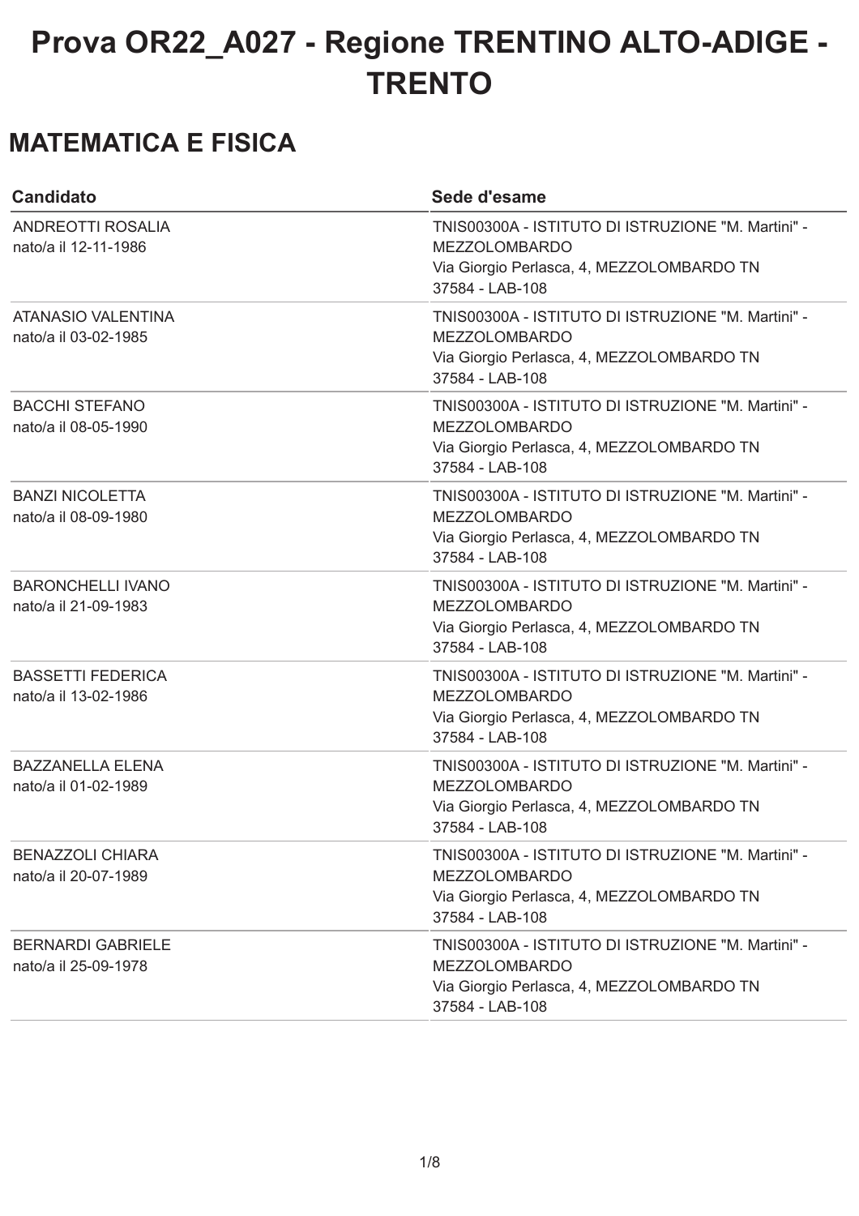# Prova OR22_A027 - Regione TRENTINO ALTO-ADIGE - TRENTO

## MATEMATICA E FISICA

| Candidato | Sede d'esame |
| --- | --- |
| ANDREOTTI ROSALIA<br>nato/a il 12-11-1986 | TNIS00300A - ISTITUTO DI ISTRUZIONE "M. Martini" - MEZZOLOMBARDO<br>Via Giorgio Perlasca, 4, MEZZOLOMBARDO TN<br>37584 - LAB-108 |
| ATANASIO VALENTINA<br>nato/a il 03-02-1985 | TNIS00300A - ISTITUTO DI ISTRUZIONE "M. Martini" - MEZZOLOMBARDO<br>Via Giorgio Perlasca, 4, MEZZOLOMBARDO TN<br>37584 - LAB-108 |
| BACCHI STEFANO<br>nato/a il 08-05-1990 | TNIS00300A - ISTITUTO DI ISTRUZIONE "M. Martini" - MEZZOLOMBARDO<br>Via Giorgio Perlasca, 4, MEZZOLOMBARDO TN<br>37584 - LAB-108 |
| BANZI NICOLETTA<br>nato/a il 08-09-1980 | TNIS00300A - ISTITUTO DI ISTRUZIONE "M. Martini" - MEZZOLOMBARDO<br>Via Giorgio Perlasca, 4, MEZZOLOMBARDO TN<br>37584 - LAB-108 |
| BARONCHELLI IVANO<br>nato/a il 21-09-1983 | TNIS00300A - ISTITUTO DI ISTRUZIONE "M. Martini" - MEZZOLOMBARDO<br>Via Giorgio Perlasca, 4, MEZZOLOMBARDO TN<br>37584 - LAB-108 |
| BASSETTI FEDERICA<br>nato/a il 13-02-1986 | TNIS00300A - ISTITUTO DI ISTRUZIONE "M. Martini" - MEZZOLOMBARDO<br>Via Giorgio Perlasca, 4, MEZZOLOMBARDO TN<br>37584 - LAB-108 |
| BAZZANELLA ELENA<br>nato/a il 01-02-1989 | TNIS00300A - ISTITUTO DI ISTRUZIONE "M. Martini" - MEZZOLOMBARDO<br>Via Giorgio Perlasca, 4, MEZZOLOMBARDO TN<br>37584 - LAB-108 |
| BENAZZOLI CHIARA<br>nato/a il 20-07-1989 | TNIS00300A - ISTITUTO DI ISTRUZIONE "M. Martini" - MEZZOLOMBARDO<br>Via Giorgio Perlasca, 4, MEZZOLOMBARDO TN<br>37584 - LAB-108 |
| BERNARDI GABRIELE<br>nato/a il 25-09-1978 | TNIS00300A - ISTITUTO DI ISTRUZIONE "M. Martini" - MEZZOLOMBARDO<br>Via Giorgio Perlasca, 4, MEZZOLOMBARDO TN<br>37584 - LAB-108 |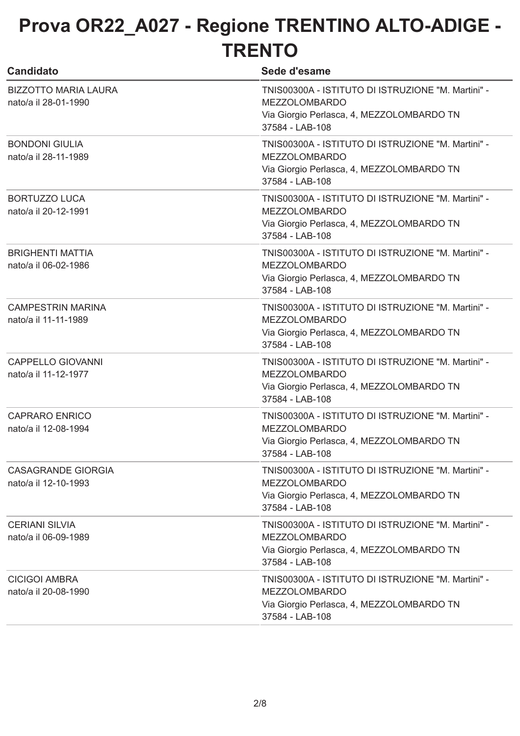# Prova OR22_A027 - Regione TRENTINO ALTO-ADIGE - TRENTO

| Candidato | Sede d'esame |
| --- | --- |
| BIZZOTTO MARIA LAURA<br>nato/a il 28-01-1990 | TNIS00300A - ISTITUTO DI ISTRUZIONE "M. Martini" - MEZZOLOMBARDO<br>Via Giorgio Perlasca, 4, MEZZOLOMBARDO TN<br>37584 - LAB-108 |
| BONDONI GIULIA<br>nato/a il 28-11-1989 | TNIS00300A - ISTITUTO DI ISTRUZIONE "M. Martini" - MEZZOLOMBARDO<br>Via Giorgio Perlasca, 4, MEZZOLOMBARDO TN<br>37584 - LAB-108 |
| BORTUZZO LUCA<br>nato/a il 20-12-1991 | TNIS00300A - ISTITUTO DI ISTRUZIONE "M. Martini" - MEZZOLOMBARDO<br>Via Giorgio Perlasca, 4, MEZZOLOMBARDO TN<br>37584 - LAB-108 |
| BRIGHENTI MATTIA<br>nato/a il 06-02-1986 | TNIS00300A - ISTITUTO DI ISTRUZIONE "M. Martini" - MEZZOLOMBARDO<br>Via Giorgio Perlasca, 4, MEZZOLOMBARDO TN<br>37584 - LAB-108 |
| CAMPESTRIN MARINA<br>nato/a il 11-11-1989 | TNIS00300A - ISTITUTO DI ISTRUZIONE "M. Martini" - MEZZOLOMBARDO<br>Via Giorgio Perlasca, 4, MEZZOLOMBARDO TN<br>37584 - LAB-108 |
| CAPPELLO GIOVANNI<br>nato/a il 11-12-1977 | TNIS00300A - ISTITUTO DI ISTRUZIONE "M. Martini" - MEZZOLOMBARDO<br>Via Giorgio Perlasca, 4, MEZZOLOMBARDO TN<br>37584 - LAB-108 |
| CAPRARO ENRICO<br>nato/a il 12-08-1994 | TNIS00300A - ISTITUTO DI ISTRUZIONE "M. Martini" - MEZZOLOMBARDO<br>Via Giorgio Perlasca, 4, MEZZOLOMBARDO TN<br>37584 - LAB-108 |
| CASAGRANDE GIORGIA<br>nato/a il 12-10-1993 | TNIS00300A - ISTITUTO DI ISTRUZIONE "M. Martini" - MEZZOLOMBARDO<br>Via Giorgio Perlasca, 4, MEZZOLOMBARDO TN<br>37584 - LAB-108 |
| CERIANI SILVIA<br>nato/a il 06-09-1989 | TNIS00300A - ISTITUTO DI ISTRUZIONE "M. Martini" - MEZZOLOMBARDO<br>Via Giorgio Perlasca, 4, MEZZOLOMBARDO TN<br>37584 - LAB-108 |
| CICIGOI AMBRA<br>nato/a il 20-08-1990 | TNIS00300A - ISTITUTO DI ISTRUZIONE "M. Martini" - MEZZOLOMBARDO<br>Via Giorgio Perlasca, 4, MEZZOLOMBARDO TN<br>37584 - LAB-108 |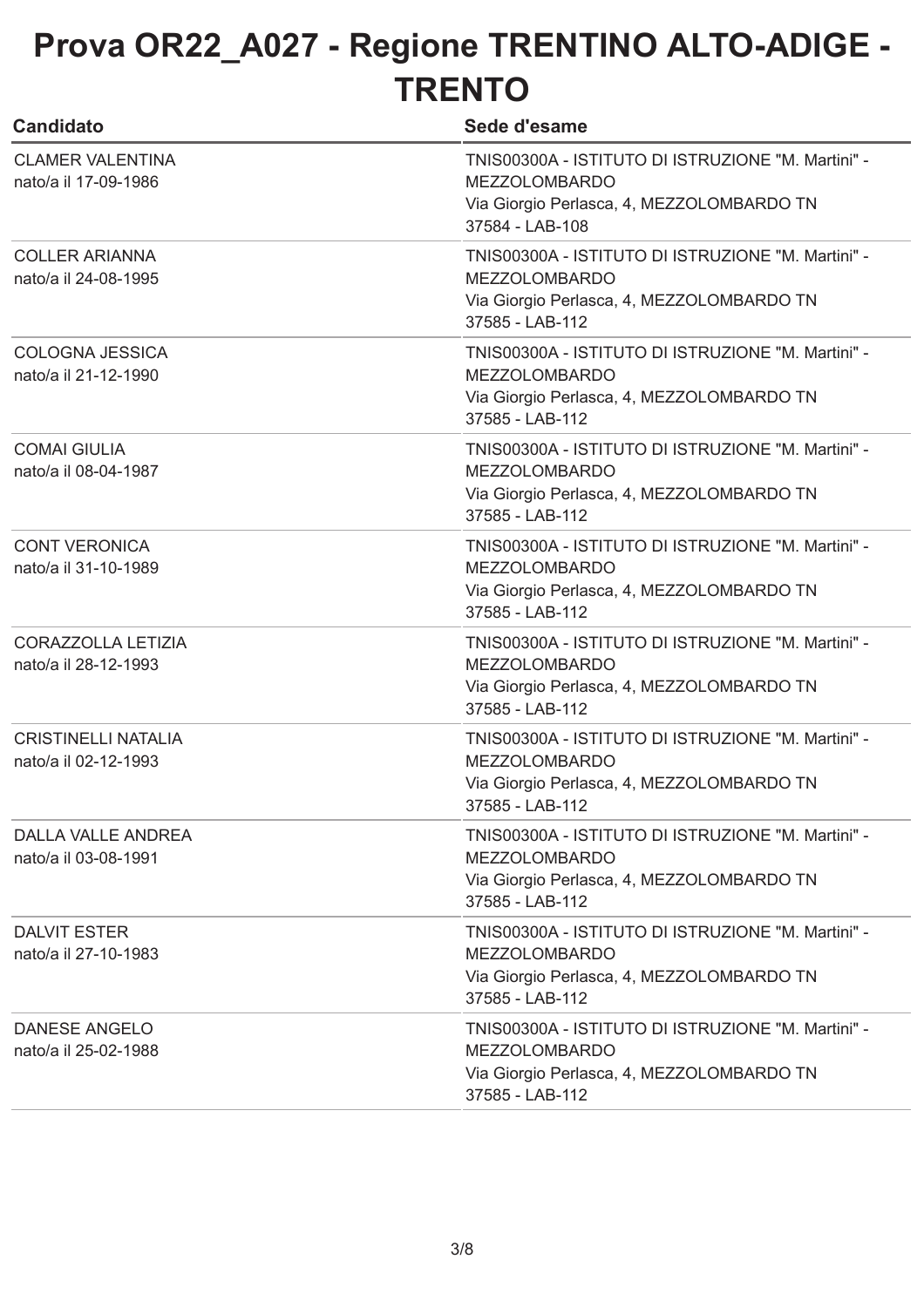# Prova OR22_A027 - Regione TRENTINO ALTO-ADIGE - TRENTO

| Candidato | Sede d'esame |
|---|---|
| CLAMER VALENTINA<br>nato/a il 17-09-1986 | TNIS00300A - ISTITUTO DI ISTRUZIONE "M. Martini" - MEZZOLOMBARDO<br>Via Giorgio Perlasca, 4, MEZZOLOMBARDO TN<br>37584 - LAB-108 |
| COLLER ARIANNA<br>nato/a il 24-08-1995 | TNIS00300A - ISTITUTO DI ISTRUZIONE "M. Martini" - MEZZOLOMBARDO<br>Via Giorgio Perlasca, 4, MEZZOLOMBARDO TN<br>37585 - LAB-112 |
| COLOGNA JESSICA<br>nato/a il 21-12-1990 | TNIS00300A - ISTITUTO DI ISTRUZIONE "M. Martini" - MEZZOLOMBARDO<br>Via Giorgio Perlasca, 4, MEZZOLOMBARDO TN<br>37585 - LAB-112 |
| COMAI GIULIA<br>nato/a il 08-04-1987 | TNIS00300A - ISTITUTO DI ISTRUZIONE "M. Martini" - MEZZOLOMBARDO<br>Via Giorgio Perlasca, 4, MEZZOLOMBARDO TN<br>37585 - LAB-112 |
| CONT VERONICA<br>nato/a il 31-10-1989 | TNIS00300A - ISTITUTO DI ISTRUZIONE "M. Martini" - MEZZOLOMBARDO<br>Via Giorgio Perlasca, 4, MEZZOLOMBARDO TN<br>37585 - LAB-112 |
| CORAZZOLLA LETIZIA<br>nato/a il 28-12-1993 | TNIS00300A - ISTITUTO DI ISTRUZIONE "M. Martini" - MEZZOLOMBARDO<br>Via Giorgio Perlasca, 4, MEZZOLOMBARDO TN<br>37585 - LAB-112 |
| CRISTINELLI NATALIA<br>nato/a il 02-12-1993 | TNIS00300A - ISTITUTO DI ISTRUZIONE "M. Martini" - MEZZOLOMBARDO<br>Via Giorgio Perlasca, 4, MEZZOLOMBARDO TN<br>37585 - LAB-112 |
| DALLA VALLE ANDREA<br>nato/a il 03-08-1991 | TNIS00300A - ISTITUTO DI ISTRUZIONE "M. Martini" - MEZZOLOMBARDO<br>Via Giorgio Perlasca, 4, MEZZOLOMBARDO TN<br>37585 - LAB-112 |
| DALVIT ESTER<br>nato/a il 27-10-1983 | TNIS00300A - ISTITUTO DI ISTRUZIONE "M. Martini" - MEZZOLOMBARDO<br>Via Giorgio Perlasca, 4, MEZZOLOMBARDO TN<br>37585 - LAB-112 |
| DANESE ANGELO<br>nato/a il 25-02-1988 | TNIS00300A - ISTITUTO DI ISTRUZIONE "M. Martini" - MEZZOLOMBARDO<br>Via Giorgio Perlasca, 4, MEZZOLOMBARDO TN<br>37585 - LAB-112 |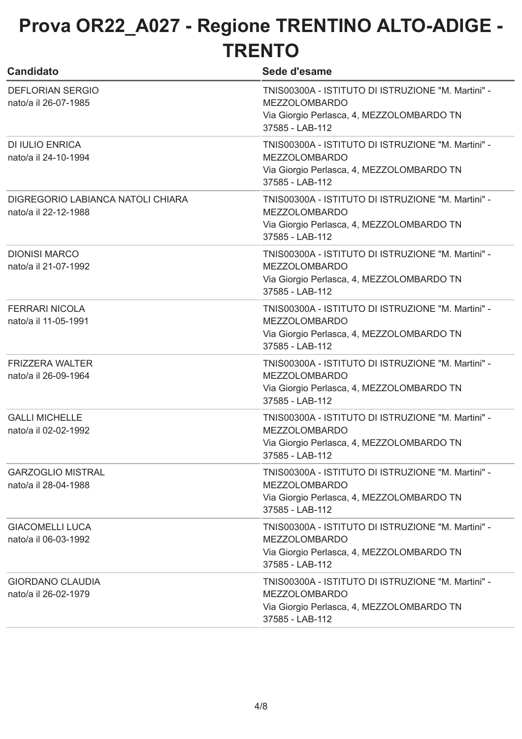# Prova OR22_A027 - Regione TRENTINO ALTO-ADIGE - TRENTO

| Candidato | Sede d'esame |
| --- | --- |
| DEFLORIAN SERGIO<br>nato/a il 26-07-1985 | TNIS00300A - ISTITUTO DI ISTRUZIONE "M. Martini" - MEZZOLOMBARDO<br>Via Giorgio Perlasca, 4, MEZZOLOMBARDO TN<br>37585 - LAB-112 |
| DI IULIO ENRICA<br>nato/a il 24-10-1994 | TNIS00300A - ISTITUTO DI ISTRUZIONE "M. Martini" - MEZZOLOMBARDO<br>Via Giorgio Perlasca, 4, MEZZOLOMBARDO TN<br>37585 - LAB-112 |
| DIGREGORIO LABIANCA NATOLI CHIARA<br>nato/a il 22-12-1988 | TNIS00300A - ISTITUTO DI ISTRUZIONE "M. Martini" - MEZZOLOMBARDO<br>Via Giorgio Perlasca, 4, MEZZOLOMBARDO TN<br>37585 - LAB-112 |
| DIONISI MARCO<br>nato/a il 21-07-1992 | TNIS00300A - ISTITUTO DI ISTRUZIONE "M. Martini" - MEZZOLOMBARDO<br>Via Giorgio Perlasca, 4, MEZZOLOMBARDO TN<br>37585 - LAB-112 |
| FERRARI NICOLA<br>nato/a il 11-05-1991 | TNIS00300A - ISTITUTO DI ISTRUZIONE "M. Martini" - MEZZOLOMBARDO<br>Via Giorgio Perlasca, 4, MEZZOLOMBARDO TN<br>37585 - LAB-112 |
| FRIZZERA WALTER<br>nato/a il 26-09-1964 | TNIS00300A - ISTITUTO DI ISTRUZIONE "M. Martini" - MEZZOLOMBARDO<br>Via Giorgio Perlasca, 4, MEZZOLOMBARDO TN<br>37585 - LAB-112 |
| GALLI MICHELLE<br>nato/a il 02-02-1992 | TNIS00300A - ISTITUTO DI ISTRUZIONE "M. Martini" - MEZZOLOMBARDO<br>Via Giorgio Perlasca, 4, MEZZOLOMBARDO TN<br>37585 - LAB-112 |
| GARZOGLIO MISTRAL<br>nato/a il 28-04-1988 | TNIS00300A - ISTITUTO DI ISTRUZIONE "M. Martini" - MEZZOLOMBARDO<br>Via Giorgio Perlasca, 4, MEZZOLOMBARDO TN<br>37585 - LAB-112 |
| GIACOMELLI LUCA<br>nato/a il 06-03-1992 | TNIS00300A - ISTITUTO DI ISTRUZIONE "M. Martini" - MEZZOLOMBARDO<br>Via Giorgio Perlasca, 4, MEZZOLOMBARDO TN<br>37585 - LAB-112 |
| GIORDANO CLAUDIA<br>nato/a il 26-02-1979 | TNIS00300A - ISTITUTO DI ISTRUZIONE "M. Martini" - MEZZOLOMBARDO<br>Via Giorgio Perlasca, 4, MEZZOLOMBARDO TN<br>37585 - LAB-112 |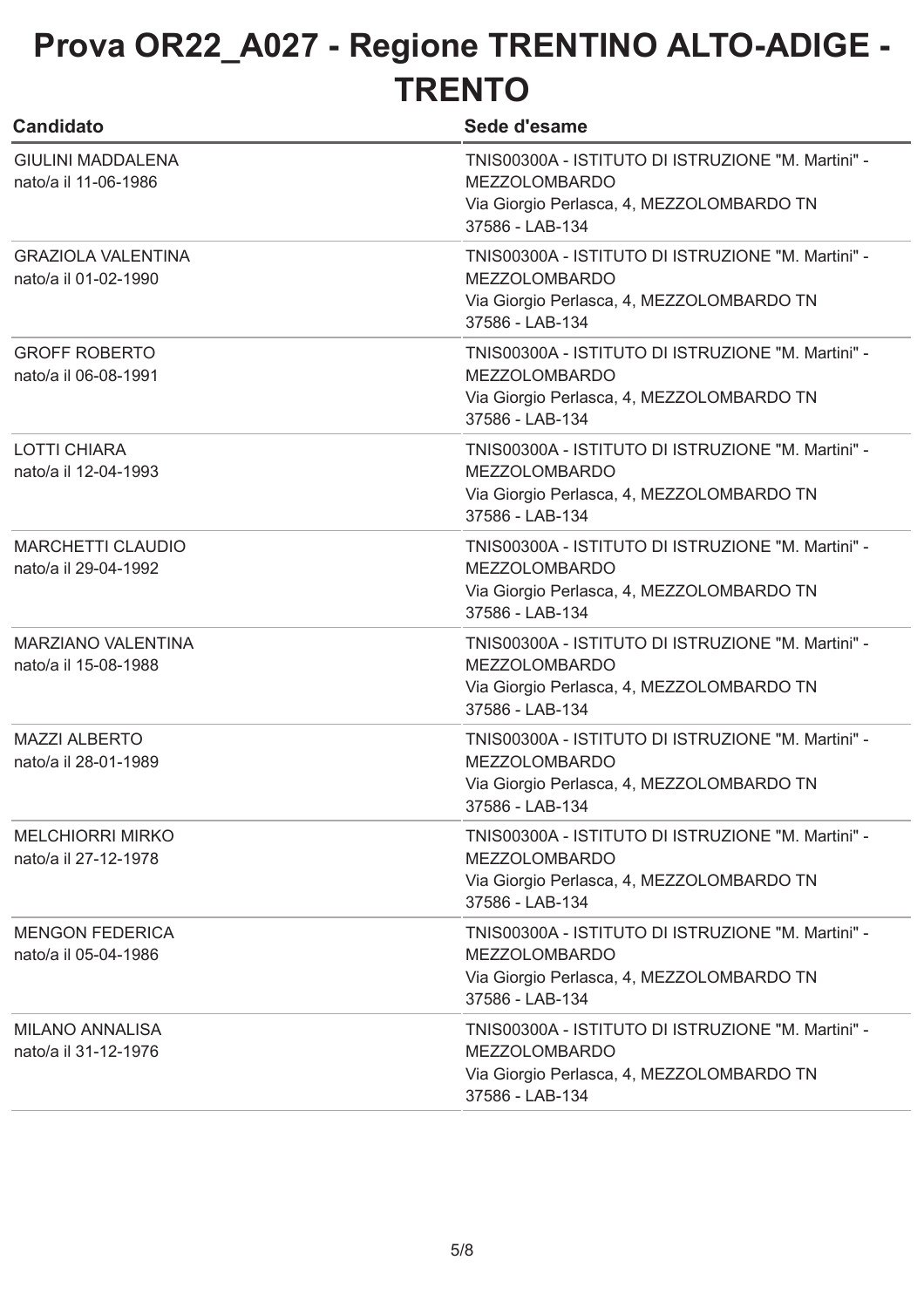# Prova OR22_A027 - Regione TRENTINO ALTO-ADIGE - TRENTO

| Candidato | Sede d'esame |
|---|---|
| GIULINI MADDALENA<br>nato/a il 11-06-1986 | TNIS00300A - ISTITUTO DI ISTRUZIONE "M. Martini" - MEZZOLOMBARDO<br>Via Giorgio Perlasca, 4, MEZZOLOMBARDO TN<br>37586 - LAB-134 |
| GRAZIOLA VALENTINA<br>nato/a il 01-02-1990 | TNIS00300A - ISTITUTO DI ISTRUZIONE "M. Martini" - MEZZOLOMBARDO<br>Via Giorgio Perlasca, 4, MEZZOLOMBARDO TN<br>37586 - LAB-134 |
| GROFF ROBERTO<br>nato/a il 06-08-1991 | TNIS00300A - ISTITUTO DI ISTRUZIONE "M. Martini" - MEZZOLOMBARDO<br>Via Giorgio Perlasca, 4, MEZZOLOMBARDO TN<br>37586 - LAB-134 |
| LOTTI CHIARA<br>nato/a il 12-04-1993 | TNIS00300A - ISTITUTO DI ISTRUZIONE "M. Martini" - MEZZOLOMBARDO<br>Via Giorgio Perlasca, 4, MEZZOLOMBARDO TN<br>37586 - LAB-134 |
| MARCHETTI CLAUDIO<br>nato/a il 29-04-1992 | TNIS00300A - ISTITUTO DI ISTRUZIONE "M. Martini" - MEZZOLOMBARDO<br>Via Giorgio Perlasca, 4, MEZZOLOMBARDO TN<br>37586 - LAB-134 |
| MARZIANO VALENTINA<br>nato/a il 15-08-1988 | TNIS00300A - ISTITUTO DI ISTRUZIONE "M. Martini" - MEZZOLOMBARDO<br>Via Giorgio Perlasca, 4, MEZZOLOMBARDO TN<br>37586 - LAB-134 |
| MAZZI ALBERTO<br>nato/a il 28-01-1989 | TNIS00300A - ISTITUTO DI ISTRUZIONE "M. Martini" - MEZZOLOMBARDO<br>Via Giorgio Perlasca, 4, MEZZOLOMBARDO TN<br>37586 - LAB-134 |
| MELCHIORRI MIRKO<br>nato/a il 27-12-1978 | TNIS00300A - ISTITUTO DI ISTRUZIONE "M. Martini" - MEZZOLOMBARDO<br>Via Giorgio Perlasca, 4, MEZZOLOMBARDO TN<br>37586 - LAB-134 |
| MENGON FEDERICA<br>nato/a il 05-04-1986 | TNIS00300A - ISTITUTO DI ISTRUZIONE "M. Martini" - MEZZOLOMBARDO<br>Via Giorgio Perlasca, 4, MEZZOLOMBARDO TN<br>37586 - LAB-134 |
| MILANO ANNALISA<br>nato/a il 31-12-1976 | TNIS00300A - ISTITUTO DI ISTRUZIONE "M. Martini" - MEZZOLOMBARDO<br>Via Giorgio Perlasca, 4, MEZZOLOMBARDO TN<br>37586 - LAB-134 |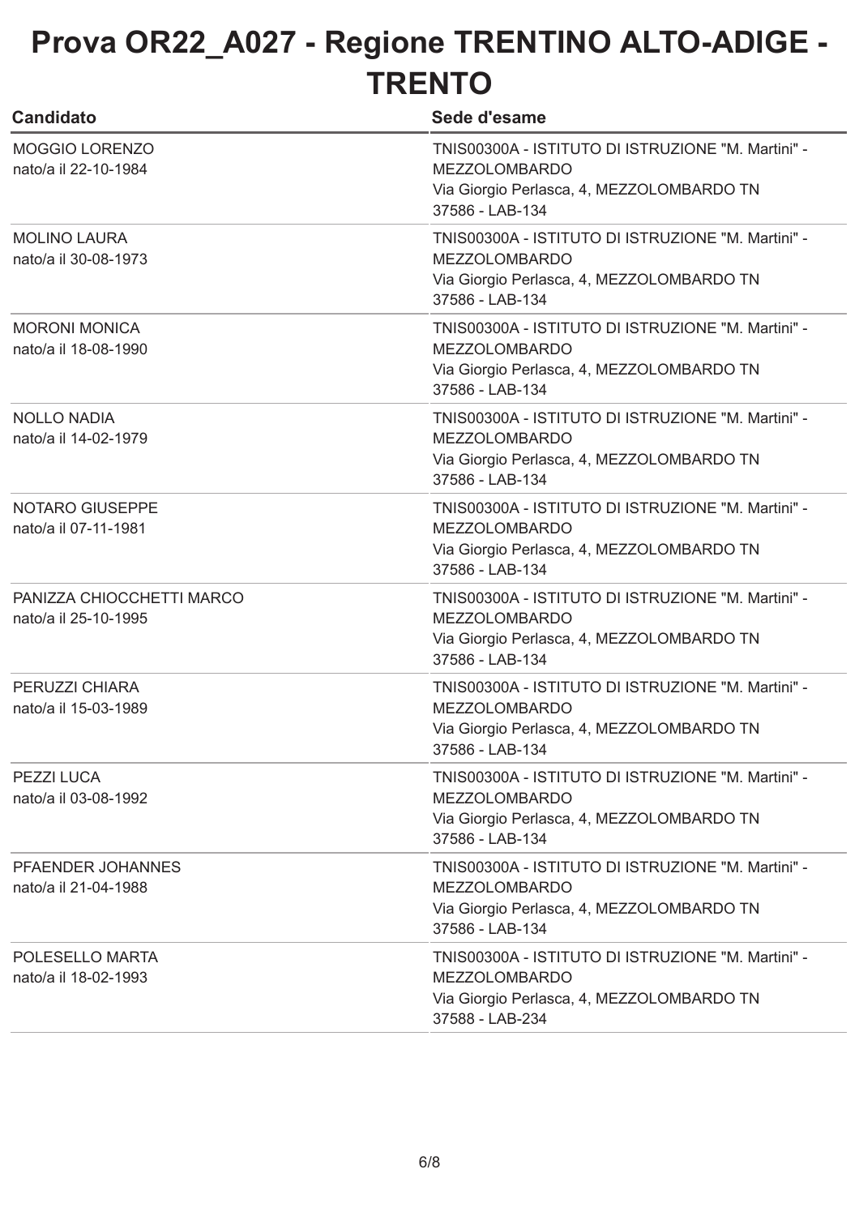# Prova OR22_A027 - Regione TRENTINO ALTO-ADIGE - TRENTO

| Candidato | Sede d'esame |
| --- | --- |
| MOGGIO LORENZO<br>nato/a il 22-10-1984 | TNIS00300A - ISTITUTO DI ISTRUZIONE "M. Martini" - MEZZOLOMBARDO<br>Via Giorgio Perlasca, 4, MEZZOLOMBARDO TN<br>37586 - LAB-134 |
| MOLINO LAURA<br>nato/a il 30-08-1973 | TNIS00300A - ISTITUTO DI ISTRUZIONE "M. Martini" - MEZZOLOMBARDO<br>Via Giorgio Perlasca, 4, MEZZOLOMBARDO TN<br>37586 - LAB-134 |
| MORONI MONICA<br>nato/a il 18-08-1990 | TNIS00300A - ISTITUTO DI ISTRUZIONE "M. Martini" - MEZZOLOMBARDO<br>Via Giorgio Perlasca, 4, MEZZOLOMBARDO TN<br>37586 - LAB-134 |
| NOLLO NADIA<br>nato/a il 14-02-1979 | TNIS00300A - ISTITUTO DI ISTRUZIONE "M. Martini" - MEZZOLOMBARDO<br>Via Giorgio Perlasca, 4, MEZZOLOMBARDO TN<br>37586 - LAB-134 |
| NOTARO GIUSEPPE<br>nato/a il 07-11-1981 | TNIS00300A - ISTITUTO DI ISTRUZIONE "M. Martini" - MEZZOLOMBARDO<br>Via Giorgio Perlasca, 4, MEZZOLOMBARDO TN<br>37586 - LAB-134 |
| PANIZZA CHIOCCHETTI MARCO<br>nato/a il 25-10-1995 | TNIS00300A - ISTITUTO DI ISTRUZIONE "M. Martini" - MEZZOLOMBARDO<br>Via Giorgio Perlasca, 4, MEZZOLOMBARDO TN<br>37586 - LAB-134 |
| PERUZZI CHIARA<br>nato/a il 15-03-1989 | TNIS00300A - ISTITUTO DI ISTRUZIONE "M. Martini" - MEZZOLOMBARDO<br>Via Giorgio Perlasca, 4, MEZZOLOMBARDO TN<br>37586 - LAB-134 |
| PEZZI LUCA<br>nato/a il 03-08-1992 | TNIS00300A - ISTITUTO DI ISTRUZIONE "M. Martini" - MEZZOLOMBARDO<br>Via Giorgio Perlasca, 4, MEZZOLOMBARDO TN<br>37586 - LAB-134 |
| PFAENDER JOHANNES<br>nato/a il 21-04-1988 | TNIS00300A - ISTITUTO DI ISTRUZIONE "M. Martini" - MEZZOLOMBARDO<br>Via Giorgio Perlasca, 4, MEZZOLOMBARDO TN<br>37586 - LAB-134 |
| POLESELLO MARTA<br>nato/a il 18-02-1993 | TNIS00300A - ISTITUTO DI ISTRUZIONE "M. Martini" - MEZZOLOMBARDO<br>Via Giorgio Perlasca, 4, MEZZOLOMBARDO TN<br>37588 - LAB-234 |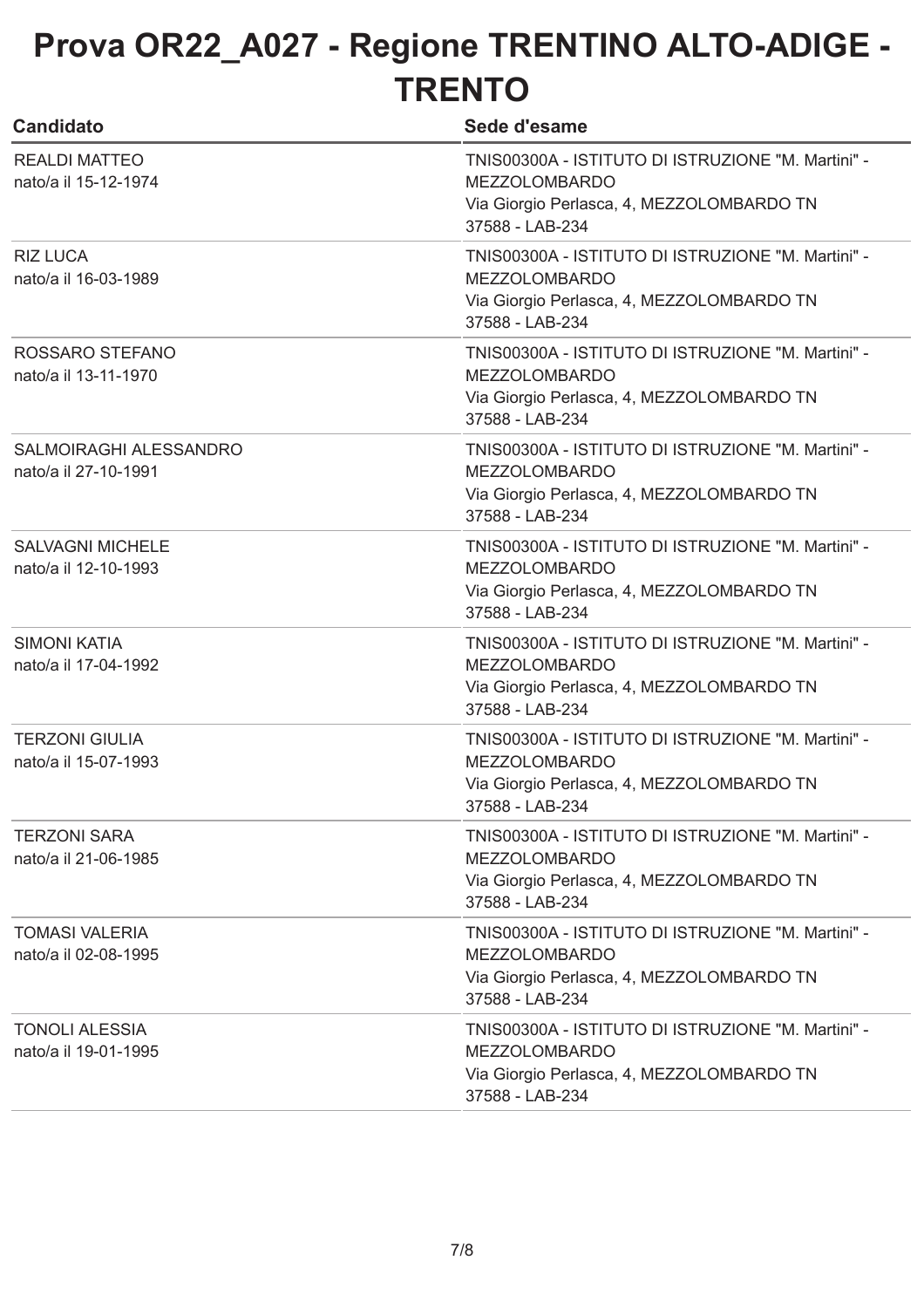# Prova OR22_A027 - Regione TRENTINO ALTO-ADIGE - TRENTO

| Candidato | Sede d'esame |
| --- | --- |
| REALDI MATTEO<br>nato/a il 15-12-1974 | TNIS00300A - ISTITUTO DI ISTRUZIONE "M. Martini" - MEZZOLOMBARDO<br>Via Giorgio Perlasca, 4, MEZZOLOMBARDO TN<br>37588 - LAB-234 |
| RIZ LUCA<br>nato/a il 16-03-1989 | TNIS00300A - ISTITUTO DI ISTRUZIONE "M. Martini" - MEZZOLOMBARDO<br>Via Giorgio Perlasca, 4, MEZZOLOMBARDO TN<br>37588 - LAB-234 |
| ROSSARO STEFANO<br>nato/a il 13-11-1970 | TNIS00300A - ISTITUTO DI ISTRUZIONE "M. Martini" - MEZZOLOMBARDO<br>Via Giorgio Perlasca, 4, MEZZOLOMBARDO TN<br>37588 - LAB-234 |
| SALMOIRAGHI ALESSANDRO<br>nato/a il 27-10-1991 | TNIS00300A - ISTITUTO DI ISTRUZIONE "M. Martini" - MEZZOLOMBARDO<br>Via Giorgio Perlasca, 4, MEZZOLOMBARDO TN<br>37588 - LAB-234 |
| SALVAGNI MICHELE<br>nato/a il 12-10-1993 | TNIS00300A - ISTITUTO DI ISTRUZIONE "M. Martini" - MEZZOLOMBARDO<br>Via Giorgio Perlasca, 4, MEZZOLOMBARDO TN<br>37588 - LAB-234 |
| SIMONI KATIA<br>nato/a il 17-04-1992 | TNIS00300A - ISTITUTO DI ISTRUZIONE "M. Martini" - MEZZOLOMBARDO<br>Via Giorgio Perlasca, 4, MEZZOLOMBARDO TN<br>37588 - LAB-234 |
| TERZONI GIULIA<br>nato/a il 15-07-1993 | TNIS00300A - ISTITUTO DI ISTRUZIONE "M. Martini" - MEZZOLOMBARDO<br>Via Giorgio Perlasca, 4, MEZZOLOMBARDO TN<br>37588 - LAB-234 |
| TERZONI SARA<br>nato/a il 21-06-1985 | TNIS00300A - ISTITUTO DI ISTRUZIONE "M. Martini" - MEZZOLOMBARDO<br>Via Giorgio Perlasca, 4, MEZZOLOMBARDO TN<br>37588 - LAB-234 |
| TOMASI VALERIA<br>nato/a il 02-08-1995 | TNIS00300A - ISTITUTO DI ISTRUZIONE "M. Martini" - MEZZOLOMBARDO<br>Via Giorgio Perlasca, 4, MEZZOLOMBARDO TN<br>37588 - LAB-234 |
| TONOLI ALESSIA<br>nato/a il 19-01-1995 | TNIS00300A - ISTITUTO DI ISTRUZIONE "M. Martini" - MEZZOLOMBARDO<br>Via Giorgio Perlasca, 4, MEZZOLOMBARDO TN<br>37588 - LAB-234 |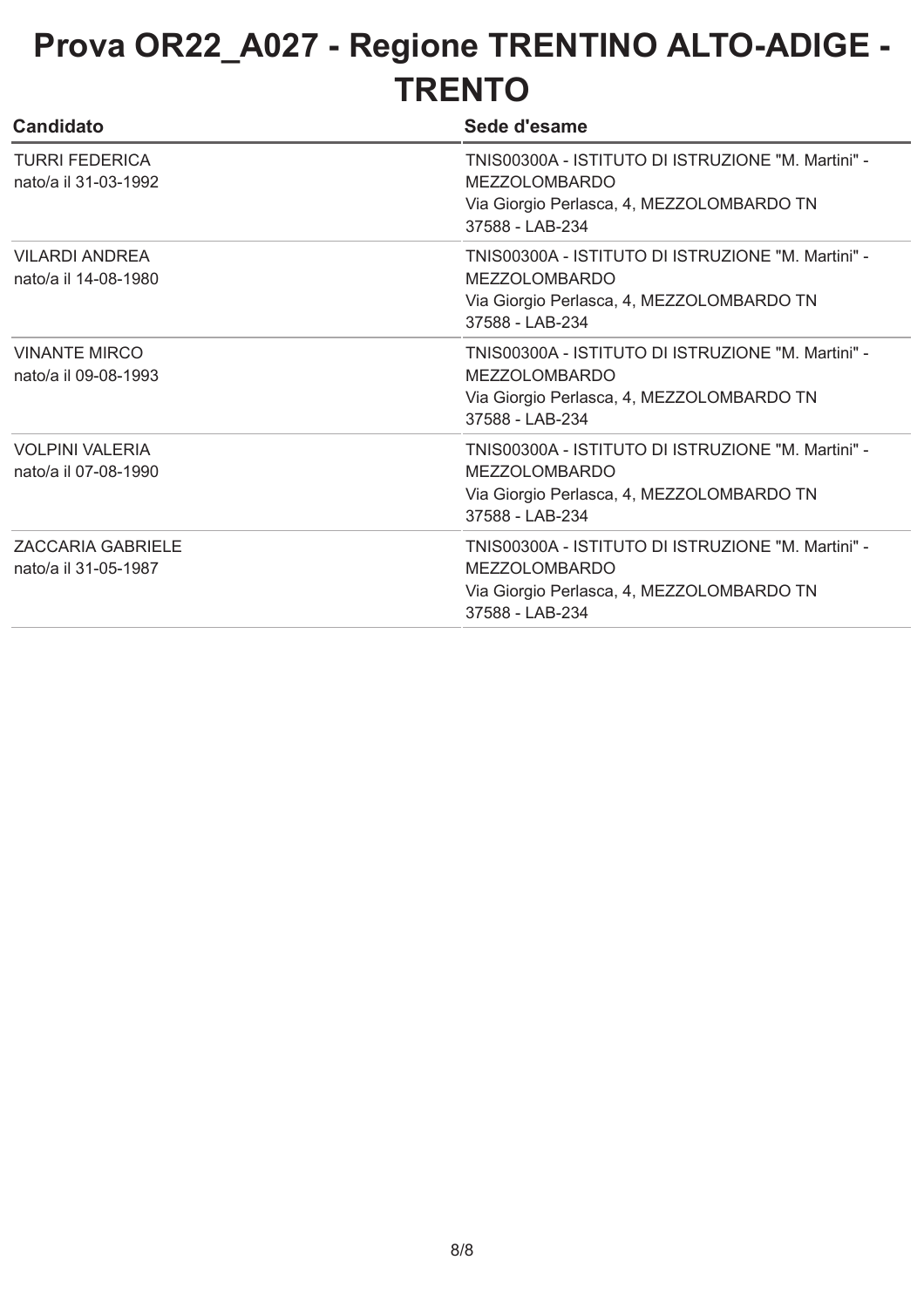# Prova OR22_A027 - Regione TRENTINO ALTO-ADIGE - TRENTO

| Candidato | Sede d'esame |
| --- | --- |
| TURRI FEDERICA<br>nato/a il 31-03-1992 | TNIS00300A - ISTITUTO DI ISTRUZIONE "M. Martini" - MEZZOLOMBARDO<br>Via Giorgio Perlasca, 4, MEZZOLOMBARDO TN 37588 - LAB-234 |
| VILARDI ANDREA<br>nato/a il 14-08-1980 | TNIS00300A - ISTITUTO DI ISTRUZIONE "M. Martini" - MEZZOLOMBARDO<br>Via Giorgio Perlasca, 4, MEZZOLOMBARDO TN 37588 - LAB-234 |
| VINANTE MIRCO<br>nato/a il 09-08-1993 | TNIS00300A - ISTITUTO DI ISTRUZIONE "M. Martini" - MEZZOLOMBARDO<br>Via Giorgio Perlasca, 4, MEZZOLOMBARDO TN 37588 - LAB-234 |
| VOLPINI VALERIA<br>nato/a il 07-08-1990 | TNIS00300A - ISTITUTO DI ISTRUZIONE "M. Martini" - MEZZOLOMBARDO<br>Via Giorgio Perlasca, 4, MEZZOLOMBARDO TN 37588 - LAB-234 |
| ZACCARIA GABRIELE<br>nato/a il 31-05-1987 | TNIS00300A - ISTITUTO DI ISTRUZIONE "M. Martini" - MEZZOLOMBARDO<br>Via Giorgio Perlasca, 4, MEZZOLOMBARDO TN 37588 - LAB-234 |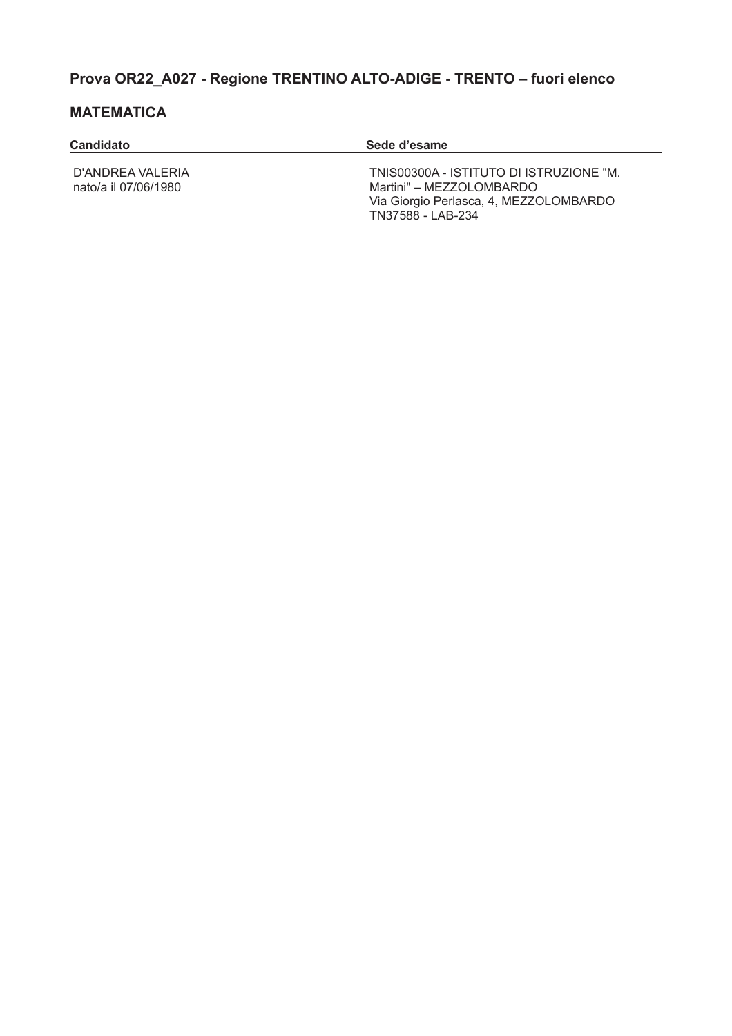## Prova OR22_A027 - Regione TRENTINO ALTO-ADIGE - TRENTO – fuori elenco

### MATEMATICA

| Candidato | Sede d'esame |
| --- | --- |
| D'ANDREA VALERIA<br>nato/a il 07/06/1980 | TNIS00300A - ISTITUTO DI ISTRUZIONE "M. Martini" – MEZZOLOMBARDO<br>Via Giorgio Perlasca, 4, MEZZOLOMBARDO<br>TN37588 - LAB-234 |